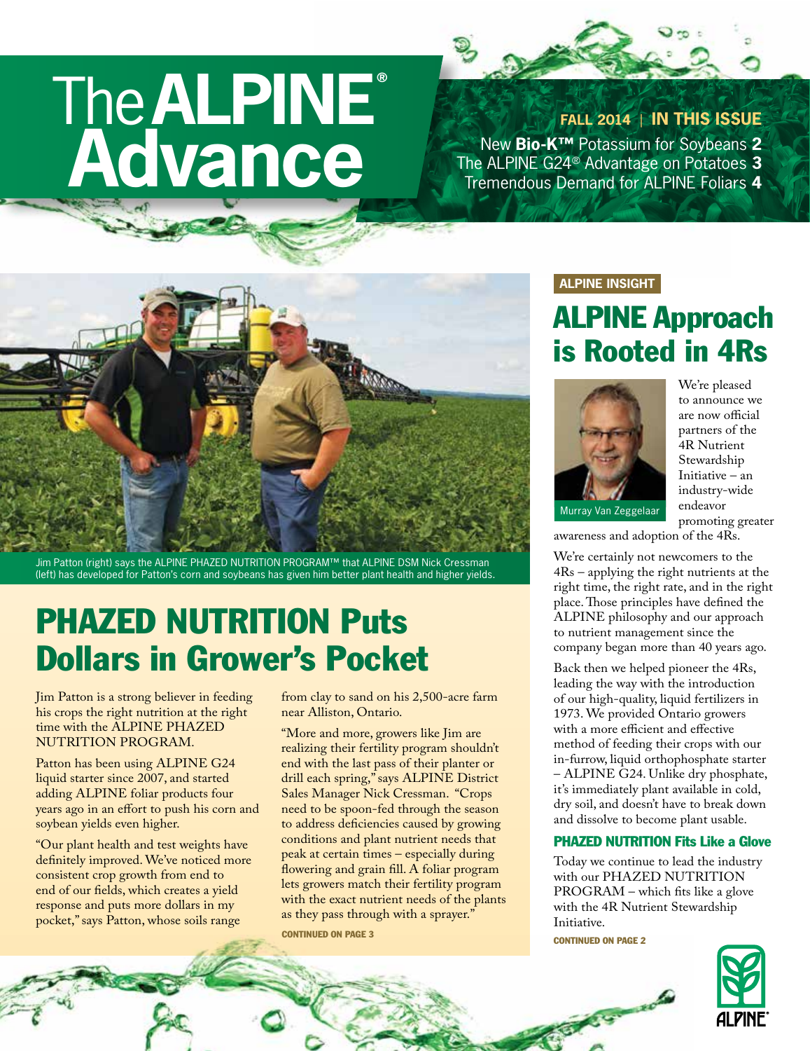# The ALPINE® Advance

**FALL 2014 | IN THIS ISSUE**

New **Bio-K™** Potassium for Soybeans **2**
The ALPINE G24® Advantage on Potatoes **3**
Tremendous Demand for ALPINE Foliars **4**

Jim Patton (right) says the ALPINE PHAZED NUTRITION PROGRAM™ that ALPINE DSM Nick Cressman (left) has developed for Patton's corn and soybeans has given him better plant health and higher yields.

## PHAZED NUTRITION Puts Dollars in Grower's Pocket

Jim Patton is a strong believer in feeding his crops the right nutrition at the right time with the ALPINE PHAZED NUTRITION PROGRAM.

Patton has been using ALPINE G24 liquid starter since 2007, and started adding ALPINE foliar products four years ago in an effort to push his corn and soybean yields even higher.

"Our plant health and test weights have definitely improved. We've noticed more consistent crop growth from end to end of our fields, which creates a yield response and puts more dollars in my pocket," says Patton, whose soils range from clay to sand on his 2,500-acre farm near Alliston, Ontario.

"More and more, growers like Jim are realizing their fertility program shouldn't end with the last pass of their planter or drill each spring," says ALPINE District Sales Manager Nick Cressman. "Crops need to be spoon-fed through the season to address deficiencies caused by growing conditions and plant nutrient needs that peak at certain times – especially during flowering and grain fill. A foliar program lets growers match their fertility program with the exact nutrient needs of the plants as they pass through with a sprayer."

**CONTINUED ON PAGE 3**

**ALPINE INSIGHT**

## ALPINE Approach is Rooted in 4Rs

Murray Van Zeggelaar

We're pleased to announce we are now official partners of the 4R Nutrient Stewardship Initiative – an industry-wide endeavor promoting greater awareness and adoption of the 4Rs.

We're certainly not newcomers to the 4Rs – applying the right nutrients at the right time, the right rate, and in the right place. Those principles have defined the ALPINE philosophy and our approach to nutrient management since the company began more than 40 years ago.

Back then we helped pioneer the 4Rs, leading the way with the introduction of our high-quality, liquid fertilizers in 1973. We provided Ontario growers with a more efficient and effective method of feeding their crops with our in-furrow, liquid orthophosphate starter – ALPINE G24. Unlike dry phosphate, it's immediately plant available in cold, dry soil, and doesn't have to break down and dissolve to become plant usable.

### PHAZED NUTRITION Fits Like a Glove

Today we continue to lead the industry with our PHAZED NUTRITION PROGRAM – which fits like a glove with the 4R Nutrient Stewardship Initiative.

**CONTINUED ON PAGE 2**

ALPINE®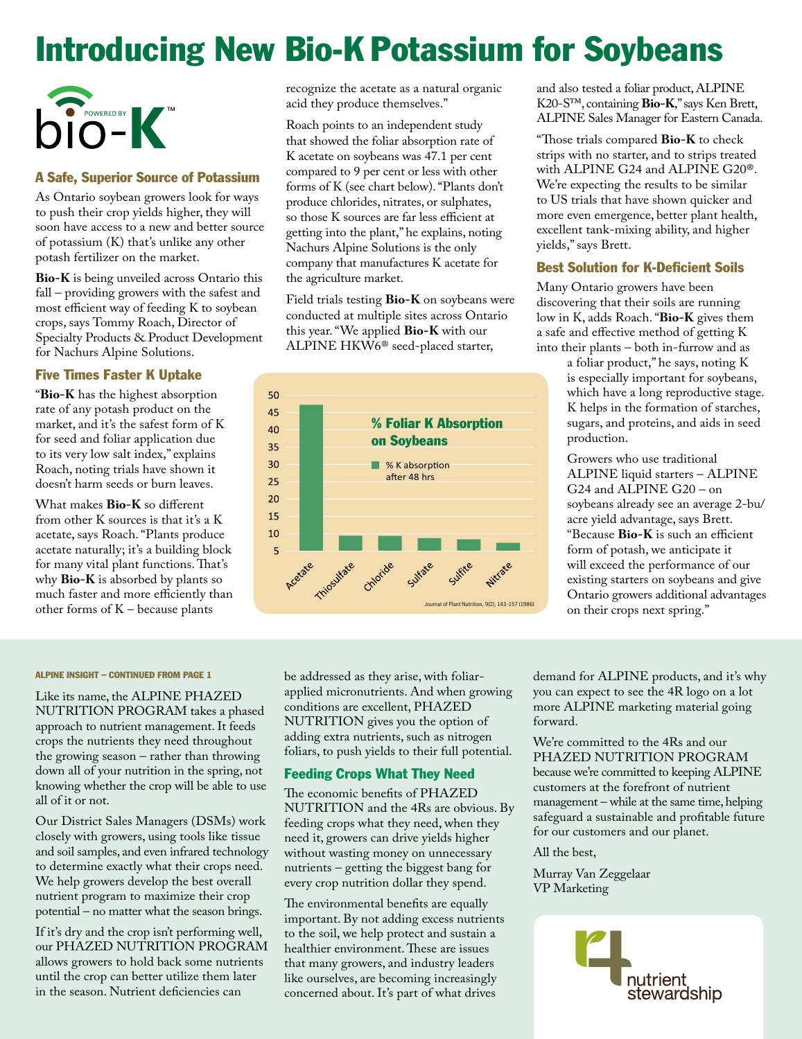# Introducing New Bio-K Potassium for Soybeans

bio-K POWERED BY ™

## A Safe, Superior Source of Potassium

As Ontario soybean growers look for ways to push their crop yields higher, they will soon have access to a new and better source of potassium (K) that's unlike any other potash fertilizer on the market.

**Bio-K** is being unveiled across Ontario this fall – providing growers with the safest and most efficient way of feeding K to soybean crops, says Tommy Roach, Director of Specialty Products & Product Development for Nachurs Alpine Solutions.

## Five Times Faster K Uptake

"**Bio-K** has the highest absorption rate of any potash product on the market, and it's the safest form of K for seed and foliar application due to its very low salt index," explains Roach, noting trials have shown it doesn't harm seeds or burn leaves.

What makes **Bio-K** so different from other K sources is that it's a K acetate, says Roach. "Plants produce acetate naturally; it's a building block for many vital plant functions. That's why **Bio-K** is absorbed by plants so much faster and more efficiently than other forms of K – because plants recognize the acetate as a natural organic acid they produce themselves."

Roach points to an independent study that showed the foliar absorption rate of K acetate on soybeans was 47.1 per cent compared to 9 per cent or less with other forms of K (see chart below). "Plants don't produce chlorides, nitrates, or sulphates, so those K sources are far less efficient at getting into the plant," he explains, noting Nachurs Alpine Solutions is the only company that manufactures K acetate for the agriculture market.

Field trials testing **Bio-K** on soybeans were conducted at multiple sites across Ontario this year. "We applied **Bio-K** with our ALPINE HKW6® seed-placed starter,

**% Foliar K Absorption on Soybeans**

■ % K absorption after 48 hrs

| K source | % K absorption after 48 hrs (approx.) |
|---|---|
| Acetate | 47 |
| Thiosulfate | 9 |
| Chloride | 9 |
| Sulfate | 8.5 |
| Sulfite | 8 |
| Nitrate | 7 |

Journal of Plant Nutrition, 9(2), 143-157 (1986)

and also tested a foliar product, ALPINE K20-S™, containing **Bio-K**," says Ken Brett, ALPINE Sales Manager for Eastern Canada.

"Those trials compared **Bio-K** to check strips with no starter, and to strips treated with ALPINE G24 and ALPINE G20®. We're expecting the results to be similar to US trials that have shown quicker and more even emergence, better plant health, excellent tank-mixing ability, and higher yields," says Brett.

## Best Solution for K-Deficient Soils

Many Ontario growers have been discovering that their soils are running low in K, adds Roach. "**Bio-K** gives them a safe and effective method of getting K into their plants – both in-furrow and as a foliar product," he says, noting K is especially important for soybeans, which have a long reproductive stage. K helps in the formation of starches, sugars, and proteins, and aids in seed production.

Growers who use traditional ALPINE liquid starters – ALPINE G24 and ALPINE G20 – on soybeans already see an average 2-bu/acre yield advantage, says Brett. "Because **Bio-K** is such an efficient form of potash, we anticipate it will exceed the performance of our existing starters on soybeans and give Ontario growers additional advantages on their crops next spring."

---

ALPINE INSIGHT – CONTINUED FROM PAGE 1

Like its name, the ALPINE PHAZED NUTRITION PROGRAM takes a phased approach to nutrient management. It feeds crops the nutrients they need throughout the growing season – rather than throwing down all of your nutrition in the spring, not knowing whether the crop will be able to use all of it or not.

Our District Sales Managers (DSMs) work closely with growers, using tools like tissue and soil samples, and even infrared technology to determine exactly what their crops need. We help growers develop the best overall nutrient program to maximize their crop potential – no matter what the season brings.

If it's dry and the crop isn't performing well, our PHAZED NUTRITION PROGRAM allows growers to hold back some nutrients until the crop can better utilize them later in the season. Nutrient deficiencies can be addressed as they arise, with foliar-applied micronutrients. And when growing conditions are excellent, PHAZED NUTRITION gives you the option of adding extra nutrients, such as nitrogen foliars, to push yields to their full potential.

## Feeding Crops What They Need

The economic benefits of PHAZED NUTRITION and the 4Rs are obvious. By feeding crops what they need, when they need it, growers can drive yields higher without wasting money on unnecessary nutrients – getting the biggest bang for every crop nutrition dollar they spend.

The environmental benefits are equally important. By not adding excess nutrients to the soil, we help protect and sustain a healthier environment. These are issues that many growers, and industry leaders like ourselves, are becoming increasingly concerned about. It's part of what drives demand for ALPINE products, and it's why you can expect to see the 4R logo on a lot more ALPINE marketing material going forward.

We're committed to the 4Rs and our PHAZED NUTRITION PROGRAM because we're committed to keeping ALPINE customers at the forefront of nutrient management – while at the same time, helping safeguard a sustainable and profitable future for our customers and our planet.

All the best,

Murray Van Zeggelaar
VP Marketing

4R nutrient stewardship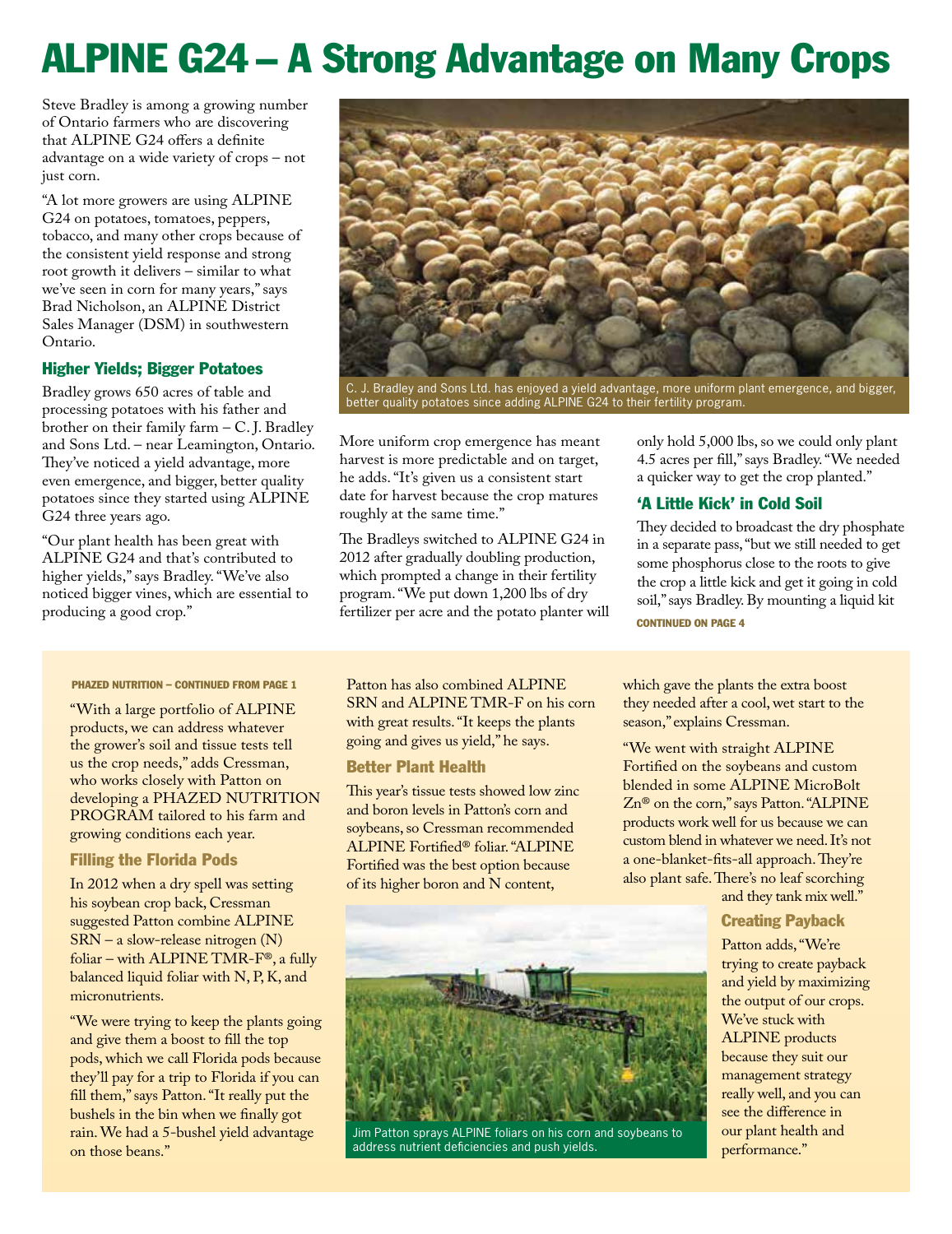# ALPINE G24 – A Strong Advantage on Many Crops

Steve Bradley is among a growing number of Ontario farmers who are discovering that ALPINE G24 offers a definite advantage on a wide variety of crops – not just corn.

"A lot more growers are using ALPINE G24 on potatoes, tomatoes, peppers, tobacco, and many other crops because of the consistent yield response and strong root growth it delivers – similar to what we've seen in corn for many years," says Brad Nicholson, an ALPINE District Sales Manager (DSM) in southwestern Ontario.

## Higher Yields; Bigger Potatoes

Bradley grows 650 acres of table and processing potatoes with his father and brother on their family farm – C. J. Bradley and Sons Ltd. – near Leamington, Ontario. They've noticed a yield advantage, more even emergence, and bigger, better quality potatoes since they started using ALPINE G24 three years ago.

"Our plant health has been great with ALPINE G24 and that's contributed to higher yields," says Bradley. "We've also noticed bigger vines, which are essential to producing a good crop."

C. J. Bradley and Sons Ltd. has enjoyed a yield advantage, more uniform plant emergence, and bigger, better quality potatoes since adding ALPINE G24 to their fertility program.

More uniform crop emergence has meant harvest is more predictable and on target, he adds. "It's given us a consistent start date for harvest because the crop matures roughly at the same time."

The Bradleys switched to ALPINE G24 in 2012 after gradually doubling production, which prompted a change in their fertility program. "We put down 1,200 lbs of dry fertilizer per acre and the potato planter will only hold 5,000 lbs, so we could only plant 4.5 acres per fill," says Bradley. "We needed a quicker way to get the crop planted."

## 'A Little Kick' in Cold Soil

They decided to broadcast the dry phosphate in a separate pass, "but we still needed to get some phosphorus close to the roots to give the crop a little kick and get it going in cold soil," says Bradley. By mounting a liquid kit

**CONTINUED ON PAGE 4**

---

**PHAZED NUTRITION – CONTINUED FROM PAGE 1**

"With a large portfolio of ALPINE products, we can address whatever the grower's soil and tissue tests tell us the crop needs," adds Cressman, who works closely with Patton on developing a PHAZED NUTRITION PROGRAM tailored to his farm and growing conditions each year.

### Filling the Florida Pods

In 2012 when a dry spell was setting his soybean crop back, Cressman suggested Patton combine ALPINE SRN – a slow-release nitrogen (N) foliar – with ALPINE TMR-F®, a fully balanced liquid foliar with N, P, K, and micronutrients.

"We were trying to keep the plants going and give them a boost to fill the top pods, which we call Florida pods because they'll pay for a trip to Florida if you can fill them," says Patton. "It really put the bushels in the bin when we finally got rain. We had a 5-bushel yield advantage on those beans."

Patton has also combined ALPINE SRN and ALPINE TMR-F on his corn with great results. "It keeps the plants going and gives us yield," he says.

### Better Plant Health

This year's tissue tests showed low zinc and boron levels in Patton's corn and soybeans, so Cressman recommended ALPINE Fortified® foliar. "ALPINE Fortified was the best option because of its higher boron and N content, which gave the plants the extra boost they needed after a cool, wet start to the season," explains Cressman.

"We went with straight ALPINE Fortified on the soybeans and custom blended in some ALPINE MicroBolt Zn® on the corn," says Patton. "ALPINE products work well for us because we can custom blend in whatever we need. It's not a one-blanket-fits-all approach. They're also plant safe. There's no leaf scorching and they tank mix well."

Jim Patton sprays ALPINE foliars on his corn and soybeans to address nutrient deficiencies and push yields.

### Creating Payback

Patton adds, "We're trying to create payback and yield by maximizing the output of our crops. We've stuck with ALPINE products because they suit our management strategy really well, and you can see the difference in our plant health and performance."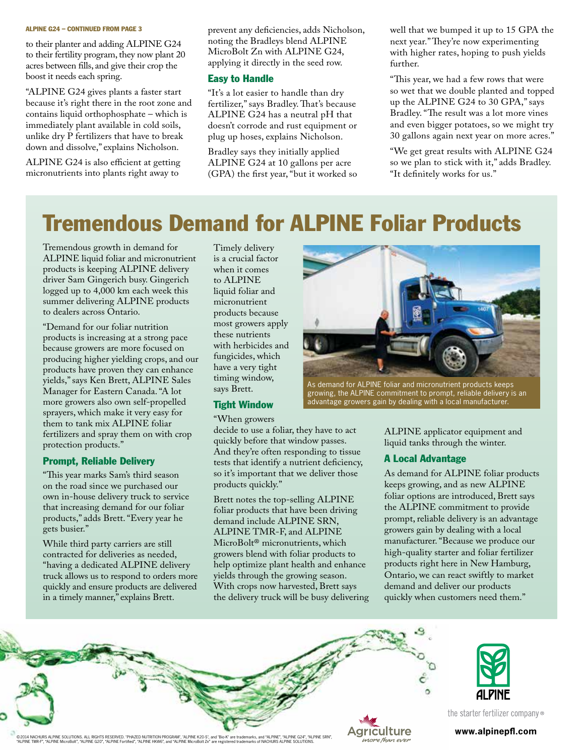ALPINE G24 – CONTINUED FROM PAGE 3

to their planter and adding ALPINE G24 to their fertility program, they now plant 20 acres between fills, and give their crop the boost it needs each spring.

"ALPINE G24 gives plants a faster start because it's right there in the root zone and contains liquid orthophosphate – which is immediately plant available in cold soils, unlike dry P fertilizers that have to break down and dissolve," explains Nicholson.

ALPINE G24 is also efficient at getting micronutrients into plants right away to prevent any deficiencies, adds Nicholson, noting the Bradleys blend ALPINE MicroBolt Zn with ALPINE G24, applying it directly in the seed row.

### Easy to Handle

"It's a lot easier to handle than dry fertilizer," says Bradley. That's because ALPINE G24 has a neutral pH that doesn't corrode and rust equipment or plug up hoses, explains Nicholson.

Bradley says they initially applied ALPINE G24 at 10 gallons per acre (GPA) the first year, "but it worked so well that we bumped it up to 15 GPA the next year." They're now experimenting with higher rates, hoping to push yields further.

"This year, we had a few rows that were so wet that we double planted and topped up the ALPINE G24 to 30 GPA," says Bradley. "The result was a lot more vines and even bigger potatoes, so we might try 30 gallons again next year on more acres."

"We get great results with ALPINE G24 so we plan to stick with it," adds Bradley. "It definitely works for us."

# Tremendous Demand for ALPINE Foliar Products

Tremendous growth in demand for ALPINE liquid foliar and micronutrient products is keeping ALPINE delivery driver Sam Gingerich busy. Gingerich logged up to 4,000 km each week this summer delivering ALPINE products to dealers across Ontario.

"Demand for our foliar nutrition products is increasing at a strong pace because growers are more focused on producing higher yielding crops, and our products have proven they can enhance yields," says Ken Brett, ALPINE Sales Manager for Eastern Canada. "A lot more growers also own self-propelled sprayers, which make it very easy for them to tank mix ALPINE foliar fertilizers and spray them on with crop protection products."

### Prompt, Reliable Delivery

"This year marks Sam's third season on the road since we purchased our own in-house delivery truck to service that increasing demand for our foliar products," adds Brett. "Every year he gets busier."

While third party carriers are still contracted for deliveries as needed, "having a dedicated ALPINE delivery truck allows us to respond to orders more quickly and ensure products are delivered in a timely manner," explains Brett.

Timely delivery is a crucial factor when it comes to ALPINE liquid foliar and micronutrient products because most growers apply these nutrients with herbicides and fungicides, which have a very tight timing window, says Brett.

As demand for ALPINE foliar and micronutrient products keeps growing, the ALPINE commitment to prompt, reliable delivery is an advantage growers gain by dealing with a local manufacturer.

### Tight Window

"When growers decide to use a foliar, they have to act quickly before that window passes. And they're often responding to tissue tests that identify a nutrient deficiency, so it's important that we deliver those products quickly."

Brett notes the top-selling ALPINE foliar products that have been driving demand include ALPINE SRN, ALPINE TMR-F, and ALPINE MicroBolt® micronutrients, which growers blend with foliar products to help optimize plant health and enhance yields through the growing season. With crops now harvested, Brett says the delivery truck will be busy delivering ALPINE applicator equipment and liquid tanks through the winter.

### A Local Advantage

As demand for ALPINE foliar products keeps growing, and as new ALPINE foliar options are introduced, Brett says the ALPINE commitment to provide prompt, reliable delivery is an advantage growers gain by dealing with a local manufacturer. "Because we produce our high-quality starter and foliar fertilizer products right here in New Hamburg, Ontario, we can react swiftly to market demand and deliver our products quickly when customers need them."

©2014 NACHURS ALPINE SOLUTIONS. ALL RIGHTS RESERVED. "PHAZED NUTRITION PROGRAM", "ALPINE K20-S", and "Bio-K" are trademarks, and "ALPINE", "ALPINE G24", "ALPINE SRN", "ALPINE TMR-F", "ALPINE MicroBolt", "ALPINE G20", "ALPINE Fortified", "ALPINE HKW6", and "ALPINE MicroBolt Zn" are registered trademarks of NACHURS ALPINE SOLUTIONS.

Agriculture more than ever

ALPINE
the starter fertilizer company®

www.alpinepfl.com